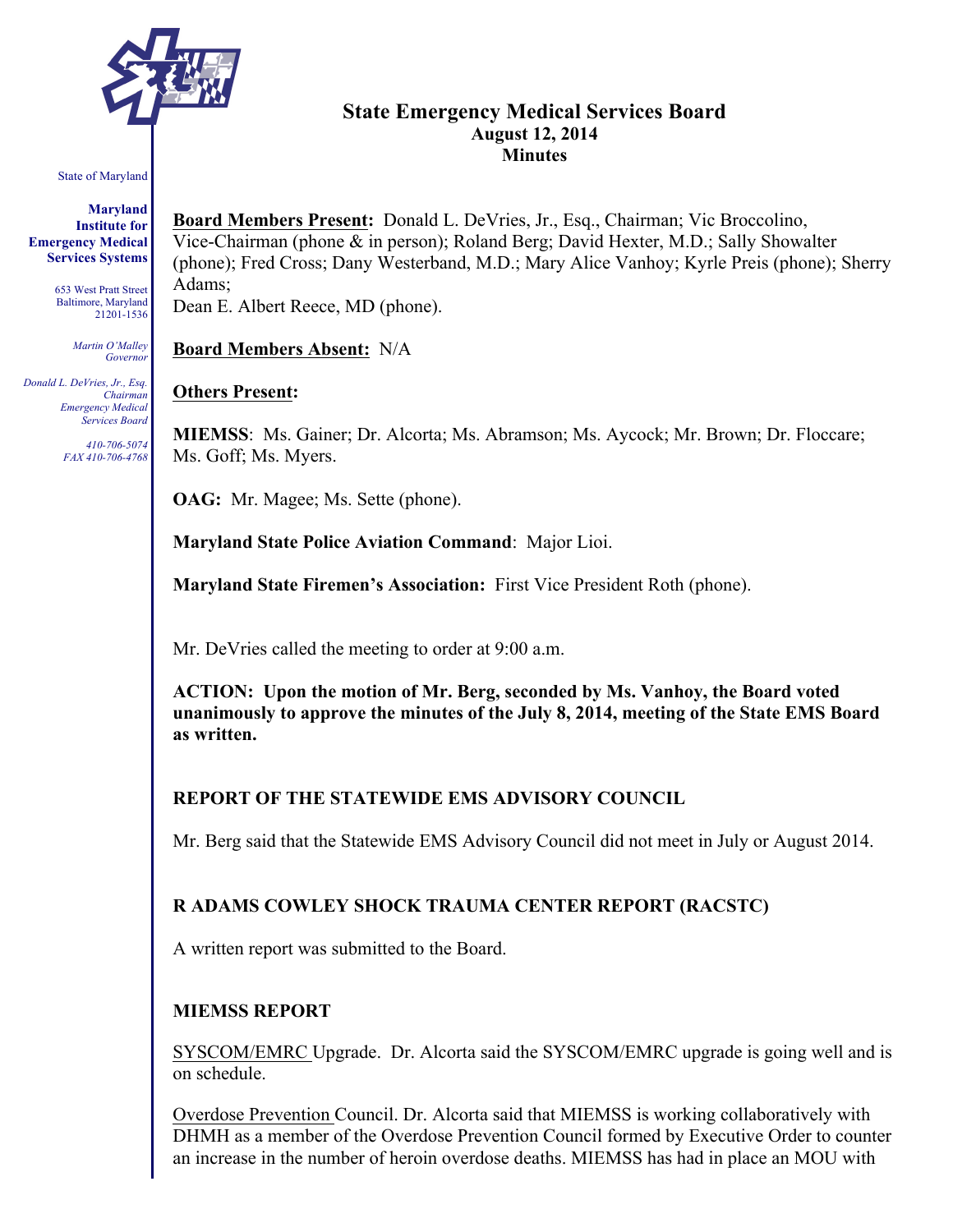State of Maryland

**Maryland Institute for Emergency Medical Services Systems**

653 West Pratt Street
Baltimore, Maryland
21201-1536

*Martin O'Malley*
*Governor*

*Donald L. DeVries, Jr., Esq.*
*Chairman*
*Emergency Medical Services Board*

*410-706-5074*
*FAX 410-706-4768*

# State Emergency Medical Services Board
## August 12, 2014
## Minutes

**Board Members Present:** Donald L. DeVries, Jr., Esq., Chairman; Vic Broccolino, Vice-Chairman (phone & in person); Roland Berg; David Hexter, M.D.; Sally Showalter (phone); Fred Cross; Dany Westerband, M.D.; Mary Alice Vanhoy; Kyrle Preis (phone); Sherry Adams;
Dean E. Albert Reece, MD (phone).

**Board Members Absent:** N/A

**Others Present:**

**MIEMSS**: Ms. Gainer; Dr. Alcorta; Ms. Abramson; Ms. Aycock; Mr. Brown; Dr. Floccare; Ms. Goff; Ms. Myers.

**OAG:** Mr. Magee; Ms. Sette (phone).

**Maryland State Police Aviation Command**: Major Lioi.

**Maryland State Firemen's Association:** First Vice President Roth (phone).

Mr. DeVries called the meeting to order at 9:00 a.m.

**ACTION: Upon the motion of Mr. Berg, seconded by Ms. Vanhoy, the Board voted unanimously to approve the minutes of the July 8, 2014, meeting of the State EMS Board as written.**

### REPORT OF THE STATEWIDE EMS ADVISORY COUNCIL

Mr. Berg said that the Statewide EMS Advisory Council did not meet in July or August 2014.

### R ADAMS COWLEY SHOCK TRAUMA CENTER REPORT (RACSTC)

A written report was submitted to the Board.

### MIEMSS REPORT

SYSCOM/EMRC Upgrade. Dr. Alcorta said the SYSCOM/EMRC upgrade is going well and is on schedule.

Overdose Prevention Council. Dr. Alcorta said that MIEMSS is working collaboratively with DHMH as a member of the Overdose Prevention Council formed by Executive Order to counter an increase in the number of heroin overdose deaths. MIEMSS has had in place an MOU with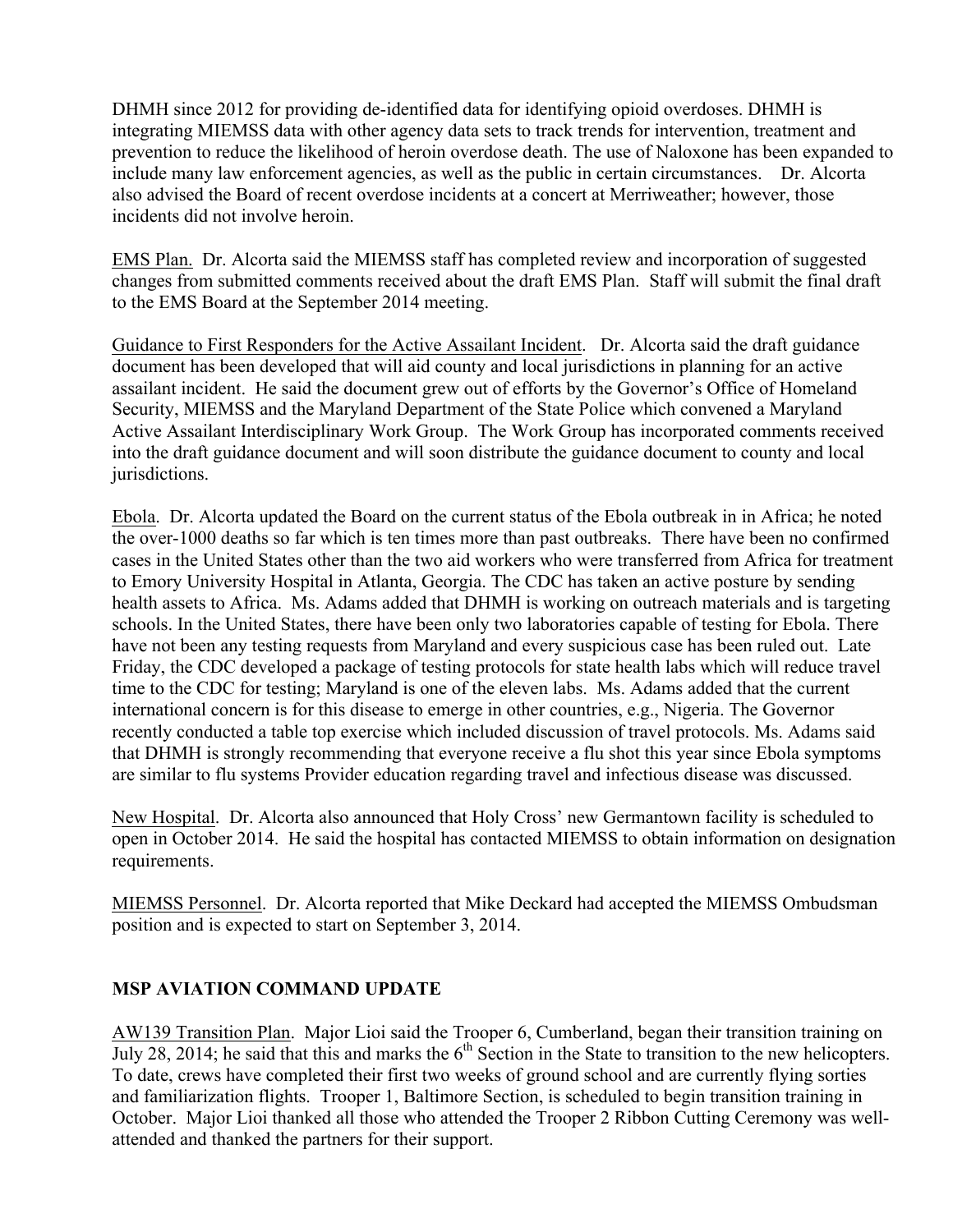DHMH since 2012 for providing de-identified data for identifying opioid overdoses. DHMH is integrating MIEMSS data with other agency data sets to track trends for intervention, treatment and prevention to reduce the likelihood of heroin overdose death. The use of Naloxone has been expanded to include many law enforcement agencies, as well as the public in certain circumstances. Dr. Alcorta also advised the Board of recent overdose incidents at a concert at Merriweather; however, those incidents did not involve heroin.

EMS Plan. Dr. Alcorta said the MIEMSS staff has completed review and incorporation of suggested changes from submitted comments received about the draft EMS Plan. Staff will submit the final draft to the EMS Board at the September 2014 meeting.

Guidance to First Responders for the Active Assailant Incident. Dr. Alcorta said the draft guidance document has been developed that will aid county and local jurisdictions in planning for an active assailant incident. He said the document grew out of efforts by the Governor's Office of Homeland Security, MIEMSS and the Maryland Department of the State Police which convened a Maryland Active Assailant Interdisciplinary Work Group. The Work Group has incorporated comments received into the draft guidance document and will soon distribute the guidance document to county and local jurisdictions.

Ebola. Dr. Alcorta updated the Board on the current status of the Ebola outbreak in in Africa; he noted the over-1000 deaths so far which is ten times more than past outbreaks. There have been no confirmed cases in the United States other than the two aid workers who were transferred from Africa for treatment to Emory University Hospital in Atlanta, Georgia. The CDC has taken an active posture by sending health assets to Africa. Ms. Adams added that DHMH is working on outreach materials and is targeting schools. In the United States, there have been only two laboratories capable of testing for Ebola. There have not been any testing requests from Maryland and every suspicious case has been ruled out. Late Friday, the CDC developed a package of testing protocols for state health labs which will reduce travel time to the CDC for testing; Maryland is one of the eleven labs. Ms. Adams added that the current international concern is for this disease to emerge in other countries, e.g., Nigeria. The Governor recently conducted a table top exercise which included discussion of travel protocols. Ms. Adams said that DHMH is strongly recommending that everyone receive a flu shot this year since Ebola symptoms are similar to flu systems Provider education regarding travel and infectious disease was discussed.

New Hospital. Dr. Alcorta also announced that Holy Cross' new Germantown facility is scheduled to open in October 2014. He said the hospital has contacted MIEMSS to obtain information on designation requirements.

MIEMSS Personnel. Dr. Alcorta reported that Mike Deckard had accepted the MIEMSS Ombudsman position and is expected to start on September 3, 2014.

**MSP AVIATION COMMAND UPDATE**

AW139 Transition Plan. Major Lioi said the Trooper 6, Cumberland, began their transition training on July 28, 2014; he said that this and marks the 6th Section in the State to transition to the new helicopters. To date, crews have completed their first two weeks of ground school and are currently flying sorties and familiarization flights. Trooper 1, Baltimore Section, is scheduled to begin transition training in October. Major Lioi thanked all those who attended the Trooper 2 Ribbon Cutting Ceremony was well-attended and thanked the partners for their support.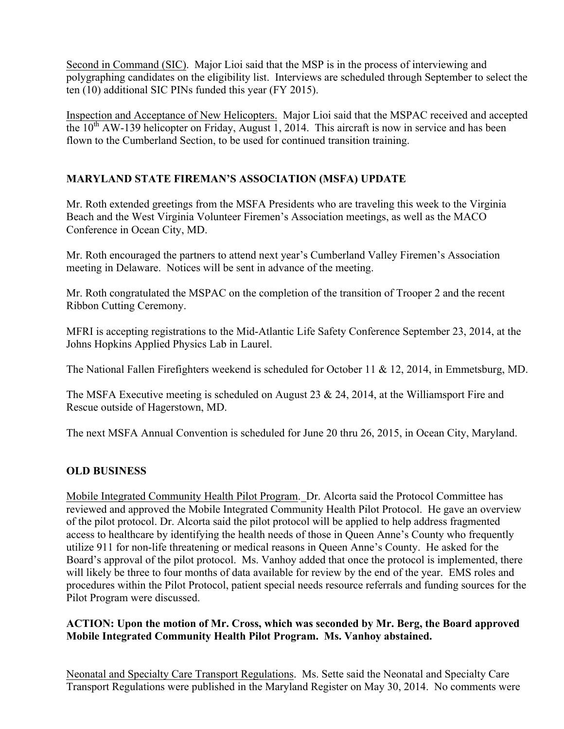Second in Command (SIC). Major Lioi said that the MSP is in the process of interviewing and polygraphing candidates on the eligibility list. Interviews are scheduled through September to select the ten (10) additional SIC PINs funded this year (FY 2015).

Inspection and Acceptance of New Helicopters. Major Lioi said that the MSPAC received and accepted the 10th AW-139 helicopter on Friday, August 1, 2014. This aircraft is now in service and has been flown to the Cumberland Section, to be used for continued transition training.

## MARYLAND STATE FIREMAN'S ASSOCIATION (MSFA) UPDATE

Mr. Roth extended greetings from the MSFA Presidents who are traveling this week to the Virginia Beach and the West Virginia Volunteer Firemen's Association meetings, as well as the MACO Conference in Ocean City, MD.

Mr. Roth encouraged the partners to attend next year's Cumberland Valley Firemen's Association meeting in Delaware. Notices will be sent in advance of the meeting.

Mr. Roth congratulated the MSPAC on the completion of the transition of Trooper 2 and the recent Ribbon Cutting Ceremony.

MFRI is accepting registrations to the Mid-Atlantic Life Safety Conference September 23, 2014, at the Johns Hopkins Applied Physics Lab in Laurel.

The National Fallen Firefighters weekend is scheduled for October 11 & 12, 2014, in Emmetsburg, MD.

The MSFA Executive meeting is scheduled on August 23 & 24, 2014, at the Williamsport Fire and Rescue outside of Hagerstown, MD.

The next MSFA Annual Convention is scheduled for June 20 thru 26, 2015, in Ocean City, Maryland.

## OLD BUSINESS

Mobile Integrated Community Health Pilot Program. Dr. Alcorta said the Protocol Committee has reviewed and approved the Mobile Integrated Community Health Pilot Protocol. He gave an overview of the pilot protocol. Dr. Alcorta said the pilot protocol will be applied to help address fragmented access to healthcare by identifying the health needs of those in Queen Anne's County who frequently utilize 911 for non-life threatening or medical reasons in Queen Anne's County. He asked for the Board's approval of the pilot protocol. Ms. Vanhoy added that once the protocol is implemented, there will likely be three to four months of data available for review by the end of the year. EMS roles and procedures within the Pilot Protocol, patient special needs resource referrals and funding sources for the Pilot Program were discussed.

**ACTION: Upon the motion of Mr. Cross, which was seconded by Mr. Berg, the Board approved Mobile Integrated Community Health Pilot Program. Ms. Vanhoy abstained.**

Neonatal and Specialty Care Transport Regulations. Ms. Sette said the Neonatal and Specialty Care Transport Regulations were published in the Maryland Register on May 30, 2014. No comments were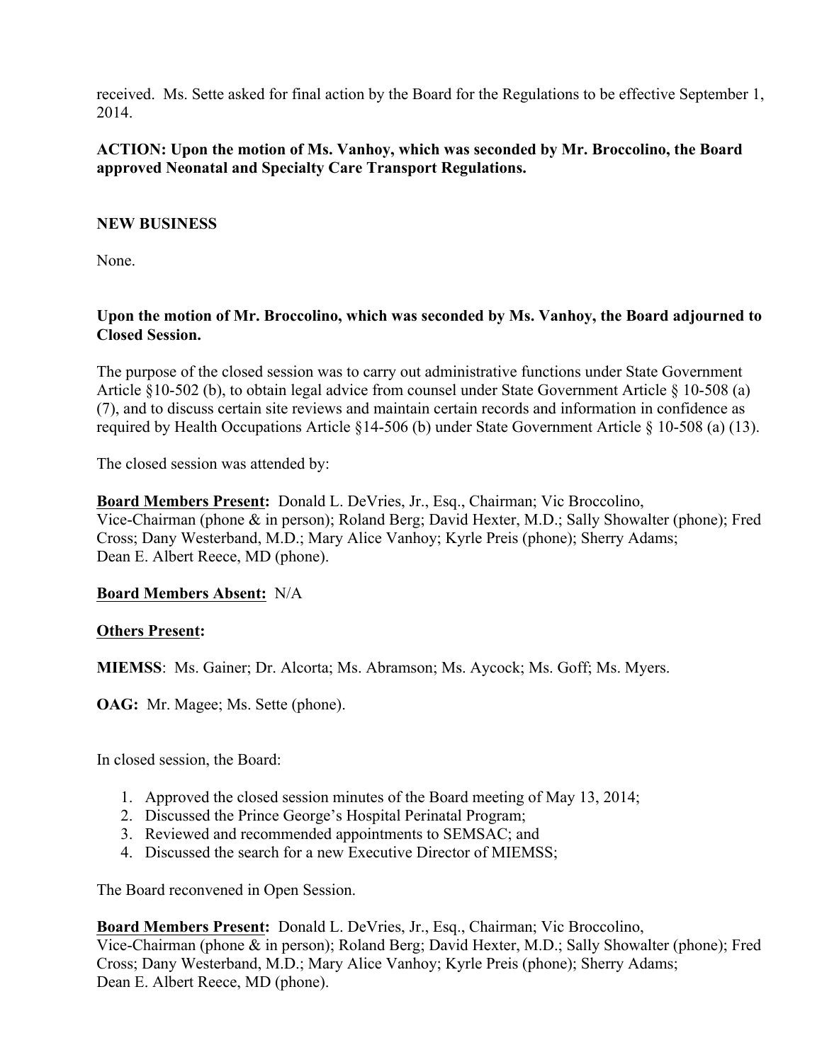received. Ms. Sette asked for final action by the Board for the Regulations to be effective September 1, 2014.

**ACTION: Upon the motion of Ms. Vanhoy, which was seconded by Mr. Broccolino, the Board approved Neonatal and Specialty Care Transport Regulations.**

**NEW BUSINESS**

None.

**Upon the motion of Mr. Broccolino, which was seconded by Ms. Vanhoy, the Board adjourned to Closed Session.**

The purpose of the closed session was to carry out administrative functions under State Government Article §10-502 (b), to obtain legal advice from counsel under State Government Article § 10-508 (a) (7), and to discuss certain site reviews and maintain certain records and information in confidence as required by Health Occupations Article §14-506 (b) under State Government Article § 10-508 (a) (13).

The closed session was attended by:

**Board Members Present:** Donald L. DeVries, Jr., Esq., Chairman; Vic Broccolino, Vice-Chairman (phone & in person); Roland Berg; David Hexter, M.D.; Sally Showalter (phone); Fred Cross; Dany Westerband, M.D.; Mary Alice Vanhoy; Kyrle Preis (phone); Sherry Adams; Dean E. Albert Reece, MD (phone).

**Board Members Absent:** N/A

**Others Present:**

**MIEMSS**: Ms. Gainer; Dr. Alcorta; Ms. Abramson; Ms. Aycock; Ms. Goff; Ms. Myers.

**OAG:** Mr. Magee; Ms. Sette (phone).

In closed session, the Board:

1. Approved the closed session minutes of the Board meeting of May 13, 2014;
2. Discussed the Prince George's Hospital Perinatal Program;
3. Reviewed and recommended appointments to SEMSAC; and
4. Discussed the search for a new Executive Director of MIEMSS;

The Board reconvened in Open Session.

**Board Members Present:** Donald L. DeVries, Jr., Esq., Chairman; Vic Broccolino, Vice-Chairman (phone & in person); Roland Berg; David Hexter, M.D.; Sally Showalter (phone); Fred Cross; Dany Westerband, M.D.; Mary Alice Vanhoy; Kyrle Preis (phone); Sherry Adams; Dean E. Albert Reece, MD (phone).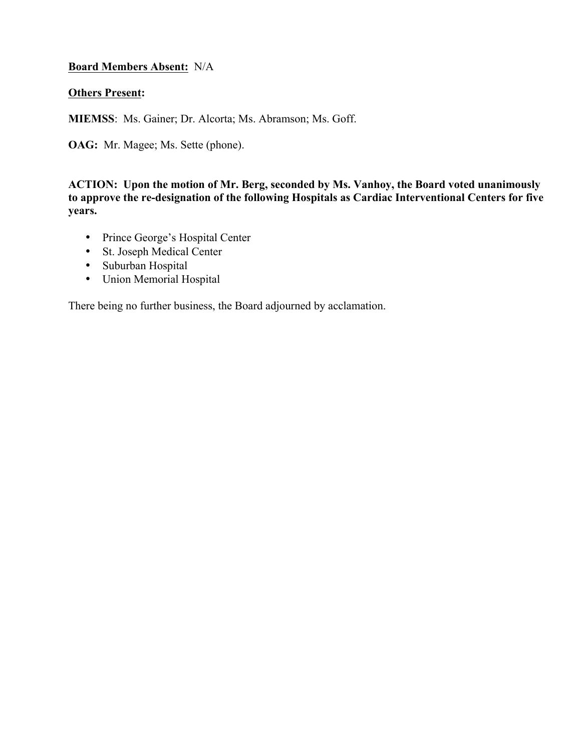**Board Members Absent:** N/A

**Others Present:**

**MIEMSS**: Ms. Gainer; Dr. Alcorta; Ms. Abramson; Ms. Goff.

**OAG:** Mr. Magee; Ms. Sette (phone).

**ACTION: Upon the motion of Mr. Berg, seconded by Ms. Vanhoy, the Board voted unanimously to approve the re-designation of the following Hospitals as Cardiac Interventional Centers for five years.**

- Prince George's Hospital Center
- St. Joseph Medical Center
- Suburban Hospital
- Union Memorial Hospital

There being no further business, the Board adjourned by acclamation.